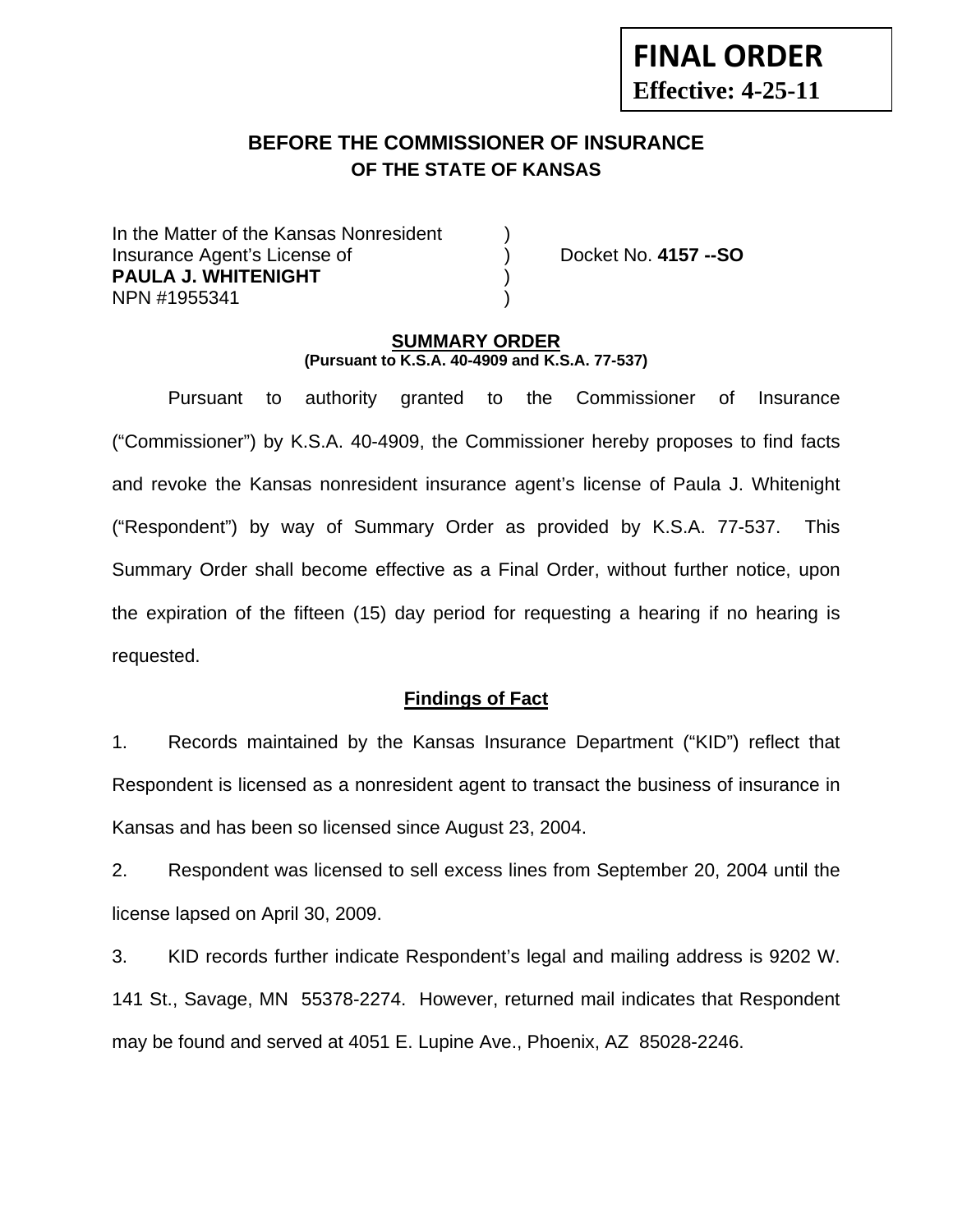**FINAL ORDER**
**Effective: 4-25-11**

# BEFORE THE COMMISSIONER OF INSURANCE
## OF THE STATE OF KANSAS

In the Matter of the Kansas Nonresident )
Insurance Agent's License of ) Docket No. **4157 --SO**
**PAULA J. WHITENIGHT** )
NPN #1955341 )

## SUMMARY ORDER
**(Pursuant to K.S.A. 40-4909 and K.S.A. 77-537)**

Pursuant to authority granted to the Commissioner of Insurance ("Commissioner") by K.S.A. 40-4909, the Commissioner hereby proposes to find facts and revoke the Kansas nonresident insurance agent's license of Paula J. Whitenight ("Respondent") by way of Summary Order as provided by K.S.A. 77-537. This Summary Order shall become effective as a Final Order, without further notice, upon the expiration of the fifteen (15) day period for requesting a hearing if no hearing is requested.

### Findings of Fact

1. Records maintained by the Kansas Insurance Department ("KID") reflect that Respondent is licensed as a nonresident agent to transact the business of insurance in Kansas and has been so licensed since August 23, 2004.

2. Respondent was licensed to sell excess lines from September 20, 2004 until the license lapsed on April 30, 2009.

3. KID records further indicate Respondent's legal and mailing address is 9202 W. 141 St., Savage, MN 55378-2274. However, returned mail indicates that Respondent may be found and served at 4051 E. Lupine Ave., Phoenix, AZ 85028-2246.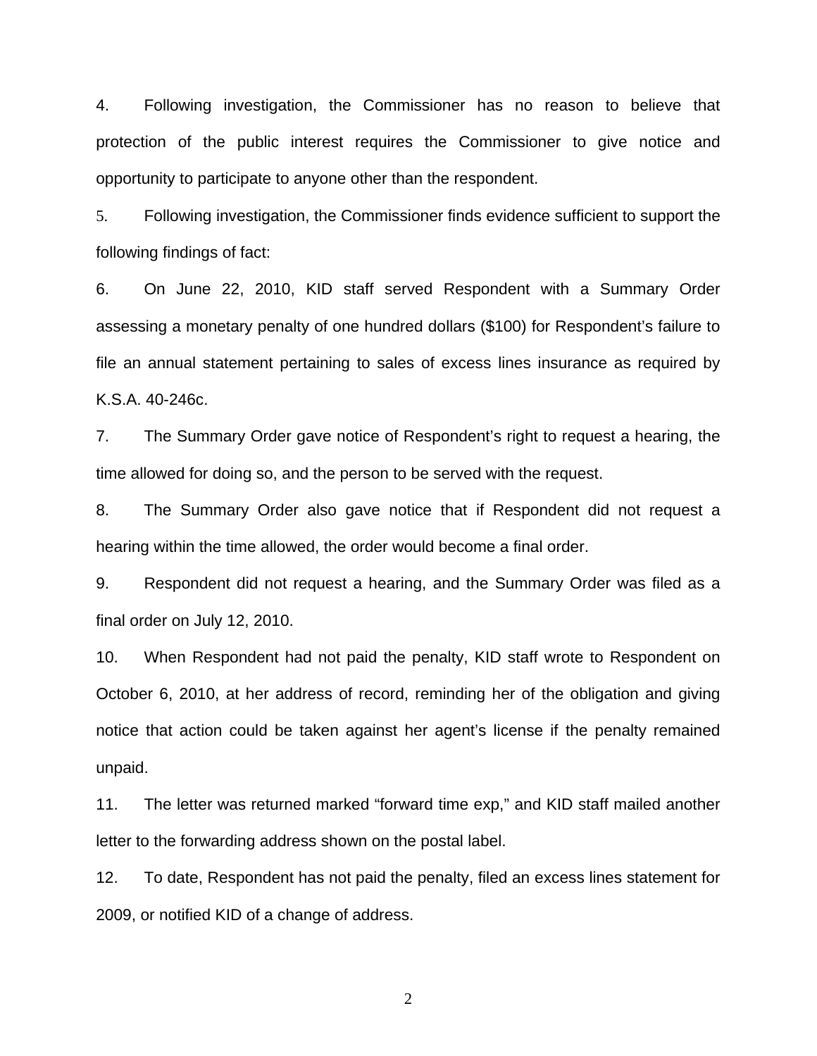4. Following investigation, the Commissioner has no reason to believe that protection of the public interest requires the Commissioner to give notice and opportunity to participate to anyone other than the respondent.

5. Following investigation, the Commissioner finds evidence sufficient to support the following findings of fact:

6. On June 22, 2010, KID staff served Respondent with a Summary Order assessing a monetary penalty of one hundred dollars ($100) for Respondent's failure to file an annual statement pertaining to sales of excess lines insurance as required by K.S.A. 40-246c.

7. The Summary Order gave notice of Respondent's right to request a hearing, the time allowed for doing so, and the person to be served with the request.

8. The Summary Order also gave notice that if Respondent did not request a hearing within the time allowed, the order would become a final order.

9. Respondent did not request a hearing, and the Summary Order was filed as a final order on July 12, 2010.

10. When Respondent had not paid the penalty, KID staff wrote to Respondent on October 6, 2010, at her address of record, reminding her of the obligation and giving notice that action could be taken against her agent's license if the penalty remained unpaid.

11. The letter was returned marked "forward time exp," and KID staff mailed another letter to the forwarding address shown on the postal label.

12. To date, Respondent has not paid the penalty, filed an excess lines statement for 2009, or notified KID of a change of address.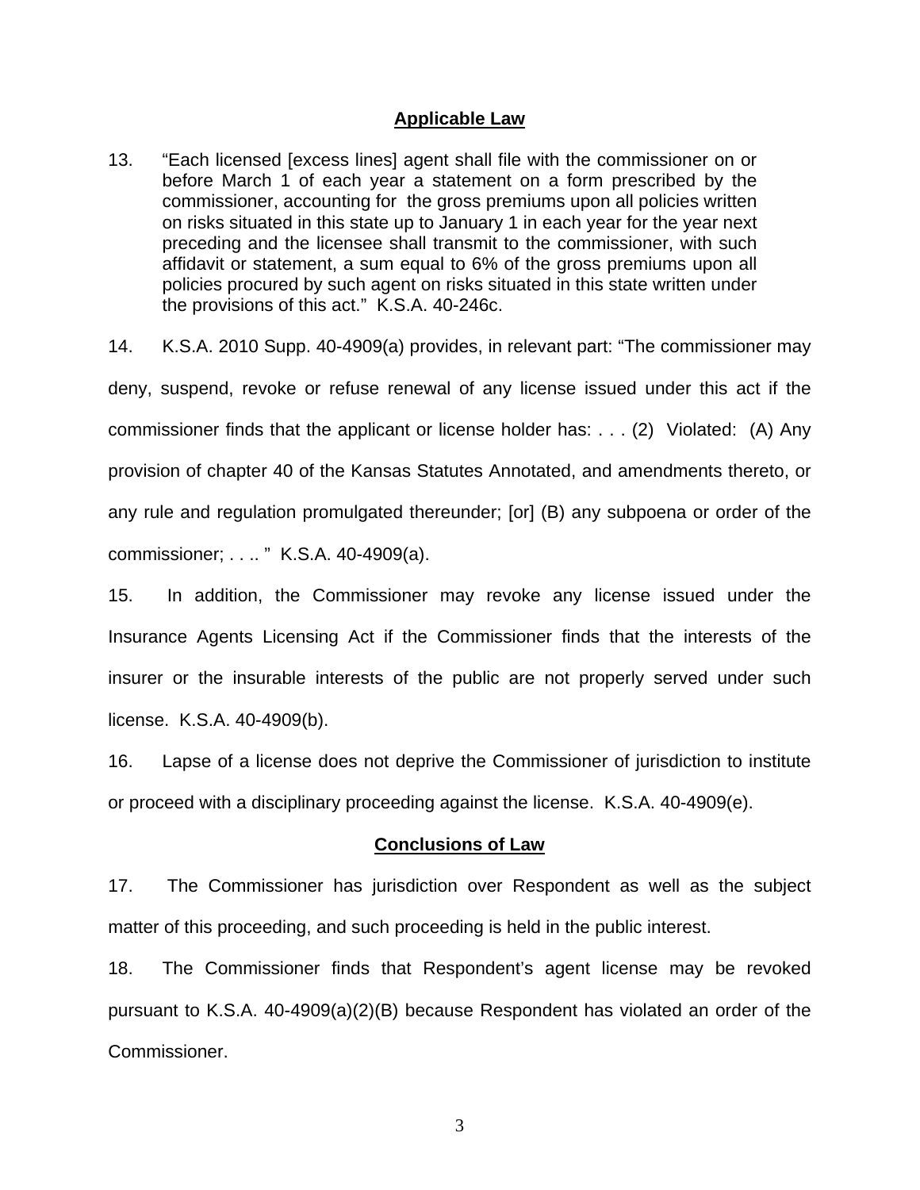## Applicable Law

13. "Each licensed [excess lines] agent shall file with the commissioner on or before March 1 of each year a statement on a form prescribed by the commissioner, accounting for the gross premiums upon all policies written on risks situated in this state up to January 1 in each year for the year next preceding and the licensee shall transmit to the commissioner, with such affidavit or statement, a sum equal to 6% of the gross premiums upon all policies procured by such agent on risks situated in this state written under the provisions of this act." K.S.A. 40-246c.

14. K.S.A. 2010 Supp. 40-4909(a) provides, in relevant part: "The commissioner may deny, suspend, revoke or refuse renewal of any license issued under this act if the commissioner finds that the applicant or license holder has: . . . (2) Violated: (A) Any provision of chapter 40 of the Kansas Statutes Annotated, and amendments thereto, or any rule and regulation promulgated thereunder; [or] (B) any subpoena or order of the commissioner; . . .. " K.S.A. 40-4909(a).

15. In addition, the Commissioner may revoke any license issued under the Insurance Agents Licensing Act if the Commissioner finds that the interests of the insurer or the insurable interests of the public are not properly served under such license. K.S.A. 40-4909(b).

16. Lapse of a license does not deprive the Commissioner of jurisdiction to institute or proceed with a disciplinary proceeding against the license. K.S.A. 40-4909(e).

## Conclusions of Law

17. The Commissioner has jurisdiction over Respondent as well as the subject matter of this proceeding, and such proceeding is held in the public interest.

18. The Commissioner finds that Respondent's agent license may be revoked pursuant to K.S.A. 40-4909(a)(2)(B) because Respondent has violated an order of the Commissioner.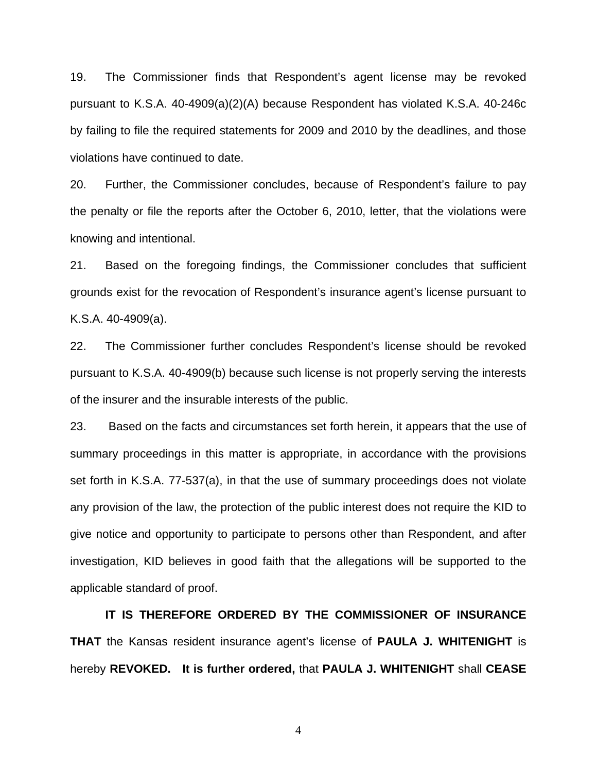19. The Commissioner finds that Respondent's agent license may be revoked pursuant to K.S.A. 40-4909(a)(2)(A) because Respondent has violated K.S.A. 40-246c by failing to file the required statements for 2009 and 2010 by the deadlines, and those violations have continued to date.

20. Further, the Commissioner concludes, because of Respondent's failure to pay the penalty or file the reports after the October 6, 2010, letter, that the violations were knowing and intentional.

21. Based on the foregoing findings, the Commissioner concludes that sufficient grounds exist for the revocation of Respondent's insurance agent's license pursuant to K.S.A. 40-4909(a).

22. The Commissioner further concludes Respondent's license should be revoked pursuant to K.S.A. 40-4909(b) because such license is not properly serving the interests of the insurer and the insurable interests of the public.

23. Based on the facts and circumstances set forth herein, it appears that the use of summary proceedings in this matter is appropriate, in accordance with the provisions set forth in K.S.A. 77-537(a), in that the use of summary proceedings does not violate any provision of the law, the protection of the public interest does not require the KID to give notice and opportunity to participate to persons other than Respondent, and after investigation, KID believes in good faith that the allegations will be supported to the applicable standard of proof.

**IT IS THEREFORE ORDERED BY THE COMMISSIONER OF INSURANCE THAT** the Kansas resident insurance agent's license of **PAULA J. WHITENIGHT** is hereby **REVOKED. It is further ordered,** that **PAULA J. WHITENIGHT** shall **CEASE**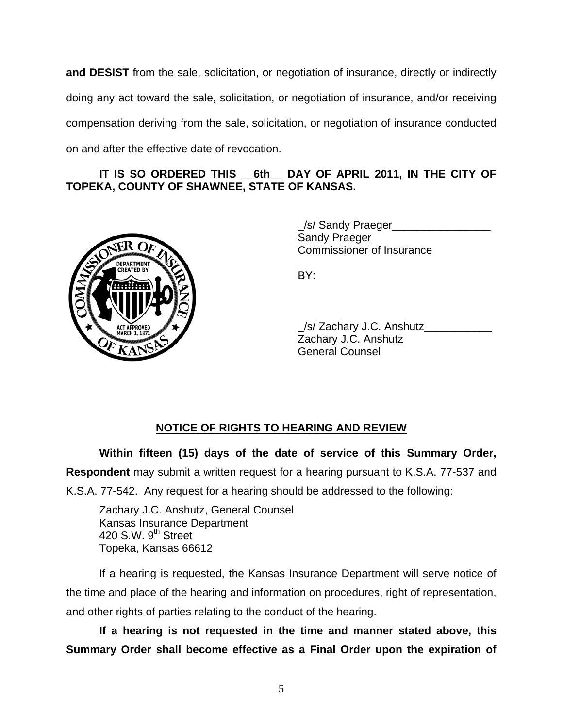**and DESIST** from the sale, solicitation, or negotiation of insurance, directly or indirectly doing any act toward the sale, solicitation, or negotiation of insurance, and/or receiving compensation deriving from the sale, solicitation, or negotiation of insurance conducted on and after the effective date of revocation.

**IT IS SO ORDERED THIS __6th__ DAY OF APRIL 2011, IN THE CITY OF TOPEKA, COUNTY OF SHAWNEE, STATE OF KANSAS.**

_/s/ Sandy Praeger________________
Sandy Praeger
Commissioner of Insurance

BY:

_/s/ Zachary J.C. Anshutz___________
Zachary J.C. Anshutz
General Counsel

## NOTICE OF RIGHTS TO HEARING AND REVIEW

**Within fifteen (15) days of the date of service of this Summary Order, Respondent** may submit a written request for a hearing pursuant to K.S.A. 77-537 and K.S.A. 77-542. Any request for a hearing should be addressed to the following:

Zachary J.C. Anshutz, General Counsel
Kansas Insurance Department
420 S.W. 9th Street
Topeka, Kansas 66612

If a hearing is requested, the Kansas Insurance Department will serve notice of the time and place of the hearing and information on procedures, right of representation, and other rights of parties relating to the conduct of the hearing.

**If a hearing is not requested in the time and manner stated above, this Summary Order shall become effective as a Final Order upon the expiration of**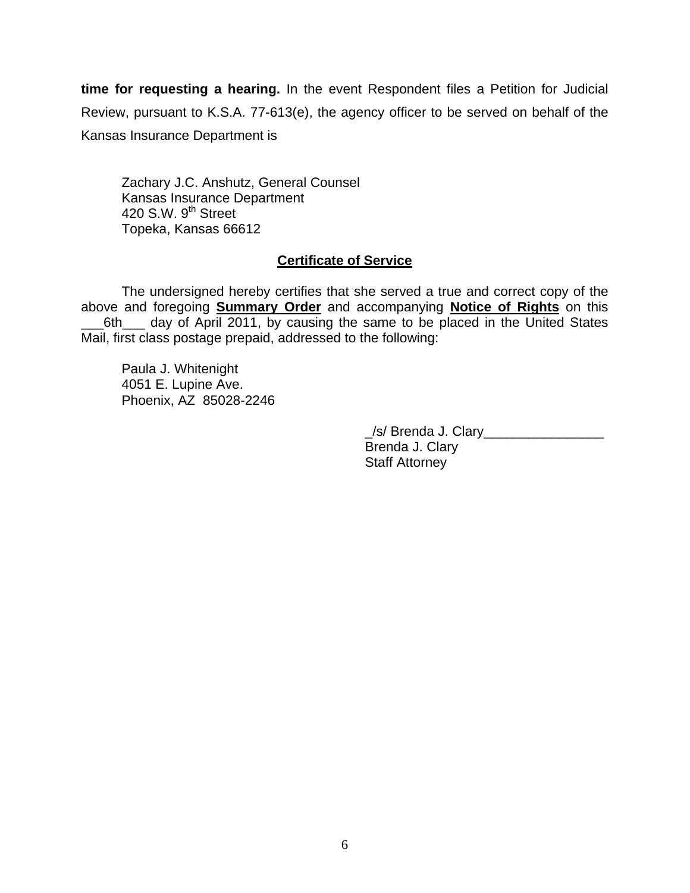**time for requesting a hearing.** In the event Respondent files a Petition for Judicial Review, pursuant to K.S.A. 77-613(e), the agency officer to be served on behalf of the Kansas Insurance Department is

Zachary J.C. Anshutz, General Counsel
Kansas Insurance Department
420 S.W. 9th Street
Topeka, Kansas 66612

**Certificate of Service**

The undersigned hereby certifies that she served a true and correct copy of the above and foregoing **Summary Order** and accompanying **Notice of Rights** on this ___6th___ day of April 2011, by causing the same to be placed in the United States Mail, first class postage prepaid, addressed to the following:

Paula J. Whitenight
4051 E. Lupine Ave.
Phoenix, AZ 85028-2246

_/s/ Brenda J. Clary________________
Brenda J. Clary
Staff Attorney